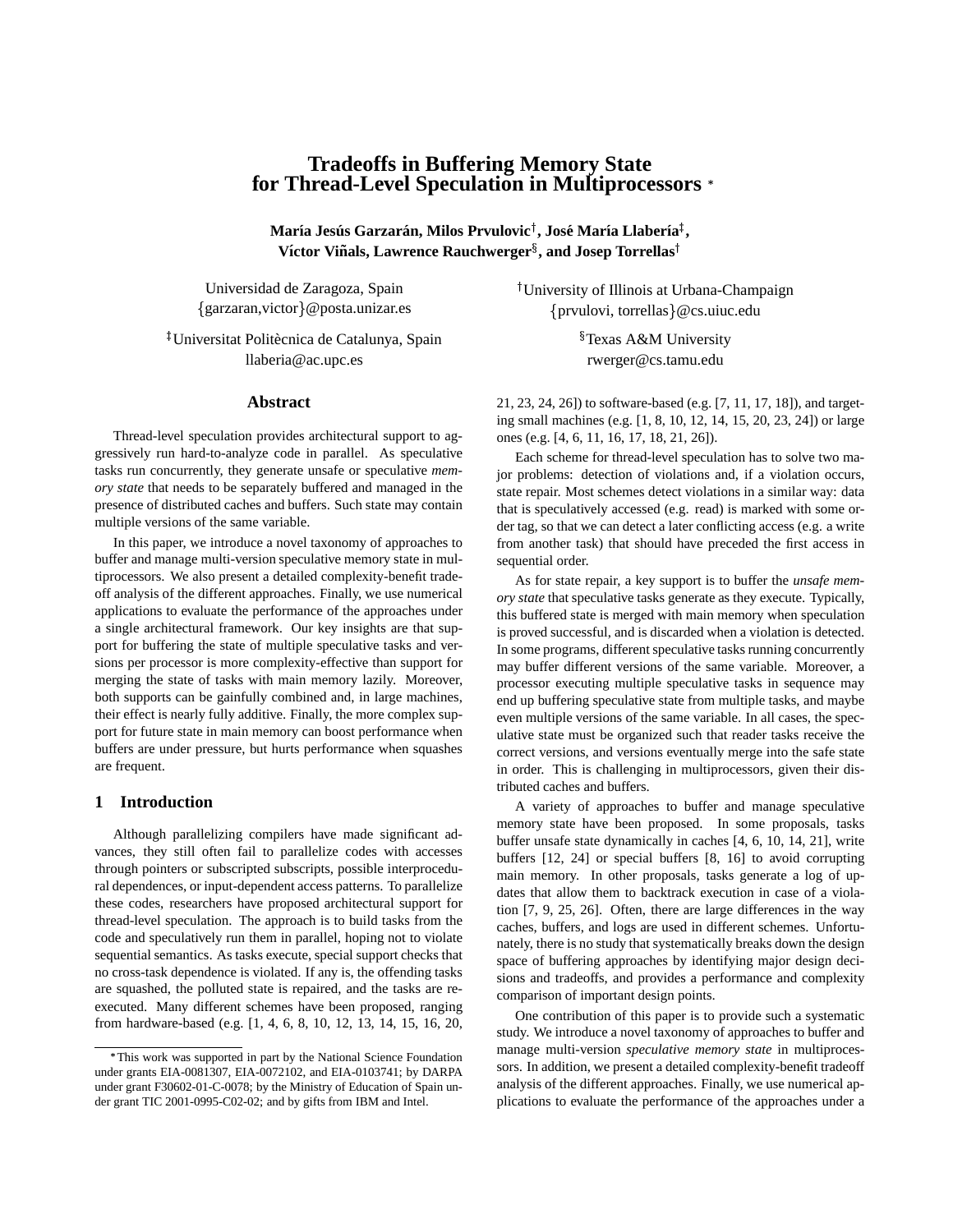# Tradeoffs in Buffering Memory State for Thread-Level Speculation in Multiprocessors [*]

**María Jesús Garzarán, Milos Prvulovic[†], José María Llabería[‡], Víctor Viñals, Lawrence Rauchwerger[§], and Josep Torrellas[†]**

Universidad de Zaragoza, Spain
{garzaran,victor}@posta.unizar.es

[†]University of Illinois at Urbana-Champaign
{prvulovi, torrellas}@cs.uiuc.edu

[‡]Universitat Politècnica de Catalunya, Spain
llaberia@ac.upc.es

[§]Texas A&M University
rwerger@cs.tamu.edu

## Abstract

Thread-level speculation provides architectural support to aggressively run hard-to-analyze code in parallel. As speculative tasks run concurrently, they generate unsafe or speculative *memory state* that needs to be separately buffered and managed in the presence of distributed caches and buffers. Such state may contain multiple versions of the same variable.

In this paper, we introduce a novel taxonomy of approaches to buffer and manage multi-version speculative memory state in multiprocessors. We also present a detailed complexity-benefit tradeoff analysis of the different approaches. Finally, we use numerical applications to evaluate the performance of the approaches under a single architectural framework. Our key insights are that support for buffering the state of multiple speculative tasks and versions per processor is more complexity-effective than support for merging the state of tasks with main memory lazily. Moreover, both supports can be gainfully combined and, in large machines, their effect is nearly fully additive. Finally, the more complex support for future state in main memory can boost performance when buffers are under pressure, but hurts performance when squashes are frequent.

## 1 Introduction

Although parallelizing compilers have made significant advances, they still often fail to parallelize codes with accesses through pointers or subscripted subscripts, possible interprocedural dependences, or input-dependent access patterns. To parallelize these codes, researchers have proposed architectural support for thread-level speculation. The approach is to build tasks from the code and speculatively run them in parallel, hoping not to violate sequential semantics. As tasks execute, special support checks that no cross-task dependence is violated. If any is, the offending tasks are squashed, the polluted state is repaired, and the tasks are re-executed. Many different schemes have been proposed, ranging from hardware-based (e.g. [1, 4, 6, 8, 10, 12, 13, 14, 15, 16, 20, 21, 23, 24, 26]) to software-based (e.g. [7, 11, 17, 18]), and targeting small machines (e.g. [1, 8, 10, 12, 14, 15, 20, 23, 24]) or large ones (e.g. [4, 6, 11, 16, 17, 18, 21, 26]).

Each scheme for thread-level speculation has to solve two major problems: detection of violations and, if a violation occurs, state repair. Most schemes detect violations in a similar way: data that is speculatively accessed (e.g. read) is marked with some order tag, so that we can detect a later conflicting access (e.g. a write from another task) that should have preceded the first access in sequential order.

As for state repair, a key support is to buffer the *unsafe memory state* that speculative tasks generate as they execute. Typically, this buffered state is merged with main memory when speculation is proved successful, and is discarded when a violation is detected. In some programs, different speculative tasks running concurrently may buffer different versions of the same variable. Moreover, a processor executing multiple speculative tasks in sequence may end up buffering speculative state from multiple tasks, and maybe even multiple versions of the same variable. In all cases, the speculative state must be organized such that reader tasks receive the correct versions, and versions eventually merge into the safe state in order. This is challenging in multiprocessors, given their distributed caches and buffers.

A variety of approaches to buffer and manage speculative memory state have been proposed. In some proposals, tasks buffer unsafe state dynamically in caches [4, 6, 10, 14, 21], write buffers [12, 24] or special buffers [8, 16] to avoid corrupting main memory. In other proposals, tasks generate a log of updates that allow them to backtrack execution in case of a violation [7, 9, 25, 26]. Often, there are large differences in the way caches, buffers, and logs are used in different schemes. Unfortunately, there is no study that systematically breaks down the design space of buffering approaches by identifying major design decisions and tradeoffs, and provides a performance and complexity comparison of important design points.

One contribution of this paper is to provide such a systematic study. We introduce a novel taxonomy of approaches to buffer and manage multi-version *speculative memory state* in multiprocessors. In addition, we present a detailed complexity-benefit tradeoff analysis of the different approaches. Finally, we use numerical applications to evaluate the performance of the approaches under a

[*]This work was supported in part by the National Science Foundation under grants EIA-0081307, EIA-0072102, and EIA-0103741; by DARPA under grant F30602-01-C-0078; by the Ministry of Education of Spain under grant TIC 2001-0995-C02-02; and by gifts from IBM and Intel.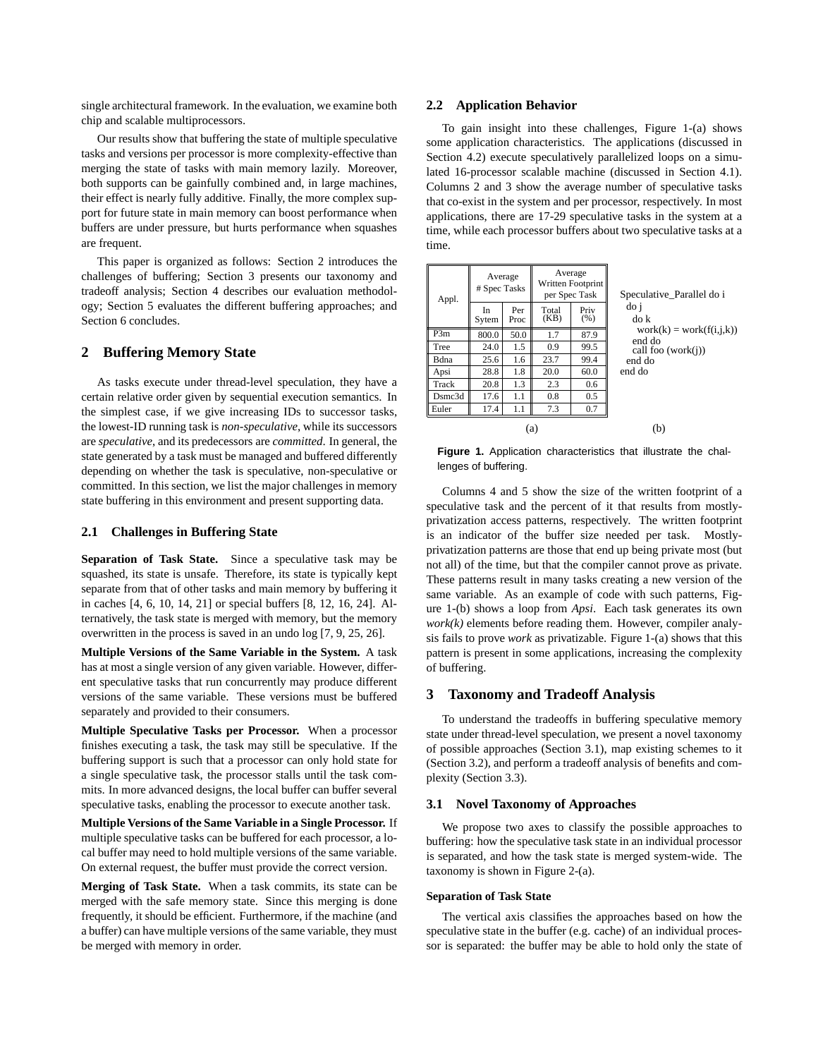single architectural framework. In the evaluation, we examine both chip and scalable multiprocessors.

Our results show that buffering the state of multiple speculative tasks and versions per processor is more complexity-effective than merging the state of tasks with main memory lazily. Moreover, both supports can be gainfully combined and, in large machines, their effect is nearly fully additive. Finally, the more complex support for future state in main memory can boost performance when buffers are under pressure, but hurts performance when squashes are frequent.

This paper is organized as follows: Section 2 introduces the challenges of buffering; Section 3 presents our taxonomy and tradeoff analysis; Section 4 describes our evaluation methodology; Section 5 evaluates the different buffering approaches; and Section 6 concludes.

## 2 Buffering Memory State

As tasks execute under thread-level speculation, they have a certain relative order given by sequential execution semantics. In the simplest case, if we give increasing IDs to successor tasks, the lowest-ID running task is *non-speculative*, while its successors are *speculative*, and its predecessors are *committed*. In general, the state generated by a task must be managed and buffered differently depending on whether the task is speculative, non-speculative or committed. In this section, we list the major challenges in memory state buffering in this environment and present supporting data.

### 2.1 Challenges in Buffering State

**Separation of Task State.** Since a speculative task may be squashed, its state is unsafe. Therefore, its state is typically kept separate from that of other tasks and main memory by buffering it in caches [4, 6, 10, 14, 21] or special buffers [8, 12, 16, 24]. Alternatively, the task state is merged with memory, but the memory overwritten in the process is saved in an undo log [7, 9, 25, 26].

**Multiple Versions of the Same Variable in the System.** A task has at most a single version of any given variable. However, different speculative tasks that run concurrently may produce different versions of the same variable. These versions must be buffered separately and provided to their consumers.

**Multiple Speculative Tasks per Processor.** When a processor finishes executing a task, the task may still be speculative. If the buffering support is such that a processor can only hold state for a single speculative task, the processor stalls until the task commits. In more advanced designs, the local buffer can buffer several speculative tasks, enabling the processor to execute another task.

**Multiple Versions of the Same Variable in a Single Processor.** If multiple speculative tasks can be buffered for each processor, a local buffer may need to hold multiple versions of the same variable. On external request, the buffer must provide the correct version.

**Merging of Task State.** When a task commits, its state can be merged with the safe memory state. Since this merging is done frequently, it should be efficient. Furthermore, if the machine (and a buffer) can have multiple versions of the same variable, they must be merged with memory in order.

### 2.2 Application Behavior

To gain insight into these challenges, Figure 1-(a) shows some application characteristics. The applications (discussed in Section 4.2) execute speculatively parallelized loops on a simulated 16-processor scalable machine (discussed in Section 4.1). Columns 2 and 3 show the average number of speculative tasks that co-exist in the system and per processor, respectively. In most applications, there are 17-29 speculative tasks in the system at a time, while each processor buffers about two speculative tasks at a time.

| Appl. | Average # Spec Tasks | | Average Written Footprint per Spec Task | |
|---|---|---|---|---|
| | In Sytem | Per Proc | Total (KB) | Priv (%) |
| P3m | 800.0 | 50.0 | 1.7 | 87.9 |
| Tree | 24.0 | 1.5 | 0.9 | 99.5 |
| Bdna | 25.6 | 1.6 | 23.7 | 99.4 |
| Apsi | 28.8 | 1.8 | 20.0 | 60.0 |
| Track | 20.8 | 1.3 | 2.3 | 0.6 |
| Dsmc3d | 17.6 | 1.1 | 0.8 | 0.5 |
| Euler | 17.4 | 1.1 | 7.3 | 0.7 |

(a)

```
Speculative_Parallel do i
  do j
    do k
      work(k) = work(f(i,j,k))
    end do
    call foo (work(j))
  end do
end do
```

(b)

**Figure 1.** Application characteristics that illustrate the challenges of buffering.

Columns 4 and 5 show the size of the written footprint of a speculative task and the percent of it that results from mostly-privatization access patterns, respectively. The written footprint is an indicator of the buffer size needed per task. Mostly-privatization patterns are those that end up being private most (but not all) of the time, but that the compiler cannot prove as private. These patterns result in many tasks creating a new version of the same variable. As an example of code with such patterns, Figure 1-(b) shows a loop from *Apsi*. Each task generates its own *work(k)* elements before reading them. However, compiler analysis fails to prove *work* as privatizable. Figure 1-(a) shows that this pattern is present in some applications, increasing the complexity of buffering.

## 3 Taxonomy and Tradeoff Analysis

To understand the tradeoffs in buffering speculative memory state under thread-level speculation, we present a novel taxonomy of possible approaches (Section 3.1), map existing schemes to it (Section 3.2), and perform a tradeoff analysis of benefits and complexity (Section 3.3).

### 3.1 Novel Taxonomy of Approaches

We propose two axes to classify the possible approaches to buffering: how the speculative task state in an individual processor is separated, and how the task state is merged system-wide. The taxonomy is shown in Figure 2-(a).

#### Separation of Task State

The vertical axis classifies the approaches based on how the speculative state in the buffer (e.g. cache) of an individual processor is separated: the buffer may be able to hold only the state of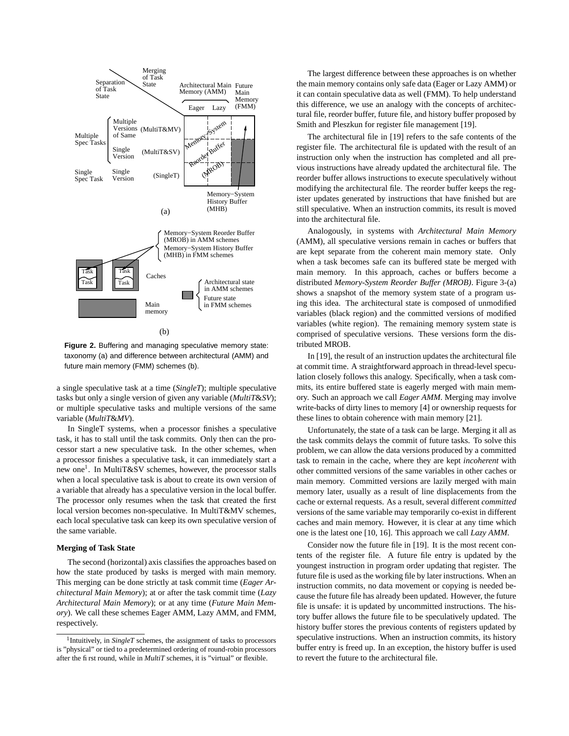**Figure 2.** Buffering and managing speculative memory state: taxonomy (a) and difference between architectural (AMM) and future main memory (FMM) schemes (b).

a single speculative task at a time (*SingleT*); multiple speculative tasks but only a single version of given any variable (*MultiT&SV*); or multiple speculative tasks and multiple versions of the same variable (*MultiT&MV*).

In SingleT systems, when a processor finishes a speculative task, it has to stall until the task commits. Only then can the processor start a new speculative task. In the other schemes, when a processor finishes a speculative task, it can immediately start a new one[1]. In MultiT&SV schemes, however, the processor stalls when a local speculative task is about to create its own version of a variable that already has a speculative version in the local buffer. The processor only resumes when the task that created the first local version becomes non-speculative. In MultiT&MV schemes, each local speculative task can keep its own speculative version of the same variable.

### Merging of Task State

The second (horizontal) axis classifies the approaches based on how the state produced by tasks is merged with main memory. This merging can be done strictly at task commit time (*Eager Architectural Main Memory*); at or after the task commit time (*Lazy Architectural Main Memory*); or at any time (*Future Main Memory*). We call these schemes Eager AMM, Lazy AMM, and FMM, respectively.

[1] Intuitively, in *SingleT* schemes, the assignment of tasks to processors is "physical" or tied to a predetermined ordering of round-robin processors after the first round, while in *MultiT* schemes, it is "virtual" or flexible.

The largest difference between these approaches is on whether the main memory contains only safe data (Eager or Lazy AMM) or it can contain speculative data as well (FMM). To help understand this difference, we use an analogy with the concepts of architectural file, reorder buffer, future file, and history buffer proposed by Smith and Pleszkun for register file management [19].

The architectural file in [19] refers to the safe contents of the register file. The architectural file is updated with the result of an instruction only when the instruction has completed and all previous instructions have already updated the architectural file. The reorder buffer allows instructions to execute speculatively without modifying the architectural file. The reorder buffer keeps the register updates generated by instructions that have finished but are still speculative. When an instruction commits, its result is moved into the architectural file.

Analogously, in systems with *Architectural Main Memory* (AMM), all speculative versions remain in caches or buffers that are kept separate from the coherent main memory state. Only when a task becomes safe can its buffered state be merged with main memory. In this approach, caches or buffers become a distributed *Memory-System Reorder Buffer (MROB)*. Figure 3-(a) shows a snapshot of the memory system state of a program using this idea. The architectural state is composed of unmodified variables (black region) and the committed versions of modified variables (white region). The remaining memory system state is comprised of speculative versions. These versions form the distributed MROB.

In [19], the result of an instruction updates the architectural file at commit time. A straightforward approach in thread-level speculation closely follows this analogy. Specifically, when a task commits, its entire buffered state is eagerly merged with main memory. Such an approach we call *Eager AMM*. Merging may involve write-backs of dirty lines to memory [4] or ownership requests for these lines to obtain coherence with main memory [21].

Unfortunately, the state of a task can be large. Merging it all as the task commits delays the commit of future tasks. To solve this problem, we can allow the data versions produced by a committed task to remain in the cache, where they are kept *incoherent* with other committed versions of the same variables in other caches or main memory. Committed versions are lazily merged with main memory later, usually as a result of line displacements from the cache or external requests. As a result, several different *committed* versions of the same variable may temporarily co-exist in different caches and main memory. However, it is clear at any time which one is the latest one [10, 16]. This approach we call *Lazy AMM*.

Consider now the future file in [19]. It is the most recent contents of the register file. A future file entry is updated by the youngest instruction in program order updating that register. The future file is used as the working file by later instructions. When an instruction commits, no data movement or copying is needed because the future file has already been updated. However, the future file is unsafe: it is updated by uncommitted instructions. The history buffer allows the future file to be speculatively updated. The history buffer stores the previous contents of registers updated by speculative instructions. When an instruction commits, its history buffer entry is freed up. In an exception, the history buffer is used to revert the future to the architectural file.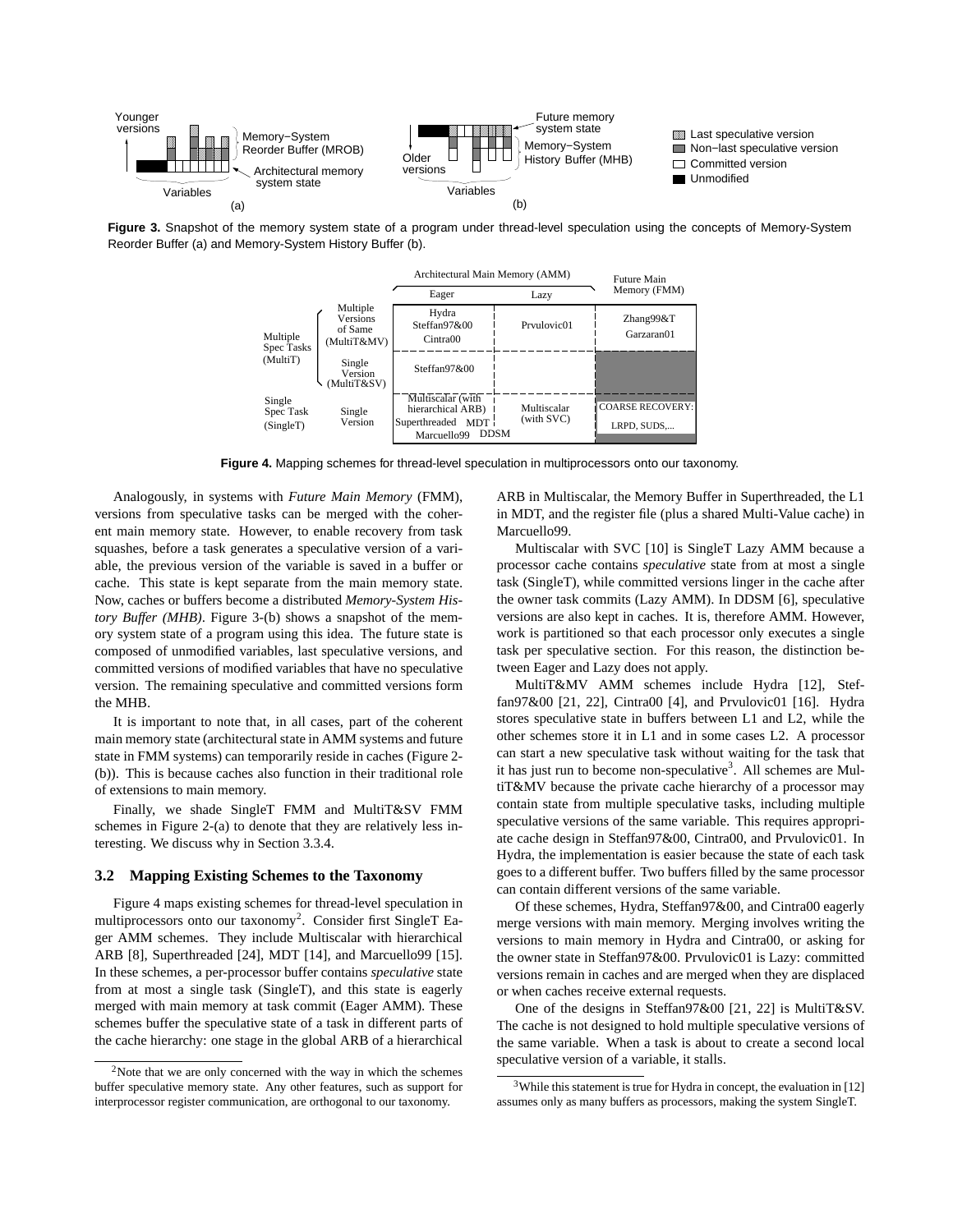**Figure 3.** Snapshot of the memory system state of a program under thread-level speculation using the concepts of Memory-System Reorder Buffer (a) and Memory-System History Buffer (b).

|  |  | Architectural Main Memory (AMM) Eager | Architectural Main Memory (AMM) Lazy | Future Main Memory (FMM) |
|---|---|---|---|---|
| Multiple Spec Tasks (MultiT) | Multiple Versions of Same (MultiT&MV) | Hydra Steffan97&00 Cintra00 | Prvulovic01 | Zhang99&T Garzaran01 |
|  | Single Version (MultiT&SV) | Steffan97&00 |  |  |
| Single Spec Task (SingleT) | Single Version | Multiscalar (with hierarchical ARB) Superthreaded MDT Marcuello99 DDSM | Multiscalar (with SVC) | COARSE RECOVERY: LRPD, SUDS,... |

**Figure 4.** Mapping schemes for thread-level speculation in multiprocessors onto our taxonomy.

Analogously, in systems with *Future Main Memory* (FMM), versions from speculative tasks can be merged with the coherent main memory state. However, to enable recovery from task squashes, before a task generates a speculative version of a variable, the previous version of the variable is saved in a buffer or cache. This state is kept separate from the main memory state. Now, caches or buffers become a distributed *Memory-System History Buffer (MHB)*. Figure 3-(b) shows a snapshot of the memory system state of a program using this idea. The future state is composed of unmodified variables, last speculative versions, and committed versions of modified variables that have no speculative version. The remaining speculative and committed versions form the MHB.

It is important to note that, in all cases, part of the coherent main memory state (architectural state in AMM systems and future state in FMM systems) can temporarily reside in caches (Figure 2-(b)). This is because caches also function in their traditional role of extensions to main memory.

Finally, we shade SingleT FMM and MultiT&SV FMM schemes in Figure 2-(a) to denote that they are relatively less interesting. We discuss why in Section 3.3.4.

### 3.2 Mapping Existing Schemes to the Taxonomy

Figure 4 maps existing schemes for thread-level speculation in multiprocessors onto our taxonomy[2]. Consider first SingleT Eager AMM schemes. They include Multiscalar with hierarchical ARB [8], Superthreaded [24], MDT [14], and Marcuello99 [15]. In these schemes, a per-processor buffer contains *speculative* state from at most a single task (SingleT), and this state is eagerly merged with main memory at task commit (Eager AMM). These schemes buffer the speculative state of a task in different parts of the cache hierarchy: one stage in the global ARB of a hierarchical ARB in Multiscalar, the Memory Buffer in Superthreaded, the L1 in MDT, and the register file (plus a shared Multi-Value cache) in Marcuello99.

Multiscalar with SVC [10] is SingleT Lazy AMM because a processor cache contains *speculative* state from at most a single task (SingleT), while committed versions linger in the cache after the owner task commits (Lazy AMM). In DDSM [6], speculative versions are also kept in caches. It is, therefore AMM. However, work is partitioned so that each processor only executes a single task per speculative section. For this reason, the distinction between Eager and Lazy does not apply.

MultiT&MV AMM schemes include Hydra [12], Steffan97&00 [21, 22], Cintra00 [4], and Prvulovic01 [16]. Hydra stores speculative state in buffers between L1 and L2, while the other schemes store it in L1 and in some cases L2. A processor can start a new speculative task without waiting for the task that it has just run to become non-speculative[3]. All schemes are MultiT&MV because the private cache hierarchy of a processor may contain state from multiple speculative tasks, including multiple speculative versions of the same variable. This requires appropriate cache design in Steffan97&00, Cintra00, and Prvulovic01. In Hydra, the implementation is easier because the state of each task goes to a different buffer. Two buffers filled by the same processor can contain different versions of the same variable.

Of these schemes, Hydra, Steffan97&00, and Cintra00 eagerly merge versions with main memory. Merging involves writing the versions to main memory in Hydra and Cintra00, or asking for the owner state in Steffan97&00. Prvulovic01 is Lazy: committed versions remain in caches and are merged when they are displaced or when caches receive external requests.

One of the designs in Steffan97&00 [21, 22] is MultiT&SV. The cache is not designed to hold multiple speculative versions of the same variable. When a task is about to create a second local speculative version of a variable, it stalls.

[2] Note that we are only concerned with the way in which the schemes buffer speculative memory state. Any other features, such as support for interprocessor register communication, are orthogonal to our taxonomy.

[3] While this statement is true for Hydra in concept, the evaluation in [12] assumes only as many buffers as processors, making the system SingleT.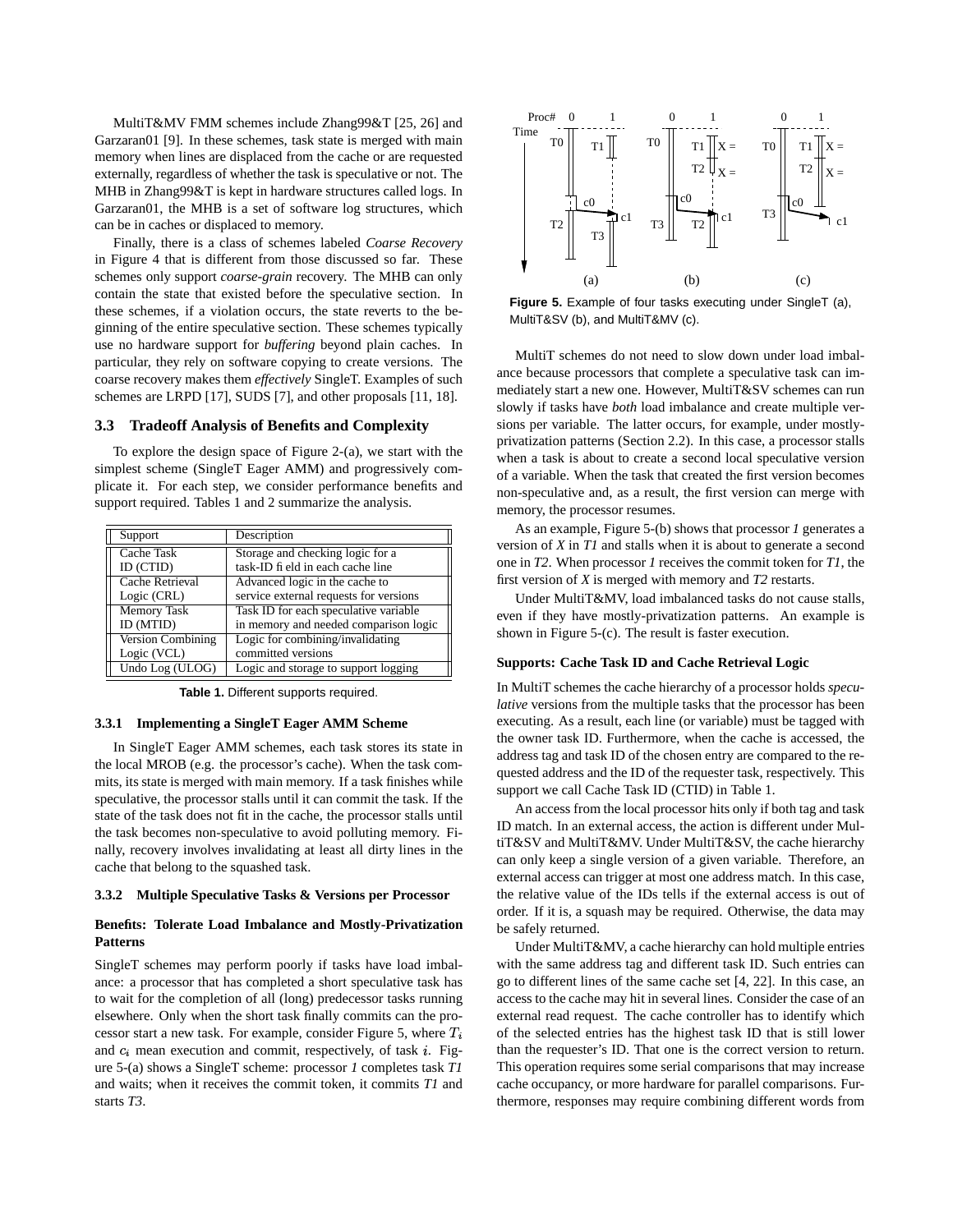MultiT&MV FMM schemes include Zhang99&T [25, 26] and Garzaran01 [9]. In these schemes, task state is merged with main memory when lines are displaced from the cache or are requested externally, regardless of whether the task is speculative or not. The MHB in Zhang99&T is kept in hardware structures called logs. In Garzaran01, the MHB is a set of software log structures, which can be in caches or displaced to memory.

Finally, there is a class of schemes labeled *Coarse Recovery* in Figure 4 that is different from those discussed so far. These schemes only support *coarse-grain* recovery. The MHB can only contain the state that existed before the speculative section. In these schemes, if a violation occurs, the state reverts to the beginning of the entire speculative section. These schemes typically use no hardware support for *buffering* beyond plain caches. In particular, they rely on software copying to create versions. The coarse recovery makes them *effectively* SingleT. Examples of such schemes are LRPD [17], SUDS [7], and other proposals [11, 18].

### 3.3 Tradeoff Analysis of Benefits and Complexity

To explore the design space of Figure 2-(a), we start with the simplest scheme (SingleT Eager AMM) and progressively complicate it. For each step, we consider performance benefits and support required. Tables 1 and 2 summarize the analysis.

| Support | Description |
|---|---|
| Cache Task ID (CTID) | Storage and checking logic for a task-ID field in each cache line |
| Cache Retrieval Logic (CRL) | Advanced logic in the cache to service external requests for versions |
| Memory Task ID (MTID) | Task ID for each speculative variable in memory and needed comparison logic |
| Version Combining Logic (VCL) | Logic for combining/invalidating committed versions |
| Undo Log (ULOG) | Logic and storage to support logging |

**Table 1.** Different supports required.

#### 3.3.1 Implementing a SingleT Eager AMM Scheme

In SingleT Eager AMM schemes, each task stores its state in the local MROB (e.g. the processor's cache). When the task commits, its state is merged with main memory. If a task finishes while speculative, the processor stalls until it can commit the task. If the state of the task does not fit in the cache, the processor stalls until the task becomes non-speculative to avoid polluting memory. Finally, recovery involves invalidating at least all dirty lines in the cache that belong to the squashed task.

#### 3.3.2 Multiple Speculative Tasks & Versions per Processor

**Benefits: Tolerate Load Imbalance and Mostly-Privatization Patterns**

SingleT schemes may perform poorly if tasks have load imbalance: a processor that has completed a short speculative task has to wait for the completion of all (long) predecessor tasks running elsewhere. Only when the short task finally commits can the processor start a new task. For example, consider Figure 5, where $T_i$ and $c_i$ mean execution and commit, respectively, of task $i$. Figure 5-(a) shows a SingleT scheme: processor *1* completes task *T1* and waits; when it receives the commit token, it commits *T1* and starts *T3*.

**Figure 5.** Example of four tasks executing under SingleT (a), MultiT&SV (b), and MultiT&MV (c).

MultiT schemes do not need to slow down under load imbalance because processors that complete a speculative task can immediately start a new one. However, MultiT&SV schemes can run slowly if tasks have *both* load imbalance and create multiple versions per variable. The latter occurs, for example, under mostly-privatization patterns (Section 2.2). In this case, a processor stalls when a task is about to create a second local speculative version of a variable. When the task that created the first version becomes non-speculative and, as a result, the first version can merge with memory, the processor resumes.

As an example, Figure 5-(b) shows that processor *1* generates a version of *X* in *T1* and stalls when it is about to generate a second one in *T2*. When processor *1* receives the commit token for *T1*, the first version of *X* is merged with memory and *T2* restarts.

Under MultiT&MV, load imbalanced tasks do not cause stalls, even if they have mostly-privatization patterns. An example is shown in Figure 5-(c). The result is faster execution.

**Supports: Cache Task ID and Cache Retrieval Logic**

In MultiT schemes the cache hierarchy of a processor holds *speculative* versions from the multiple tasks that the processor has been executing. As a result, each line (or variable) must be tagged with the owner task ID. Furthermore, when the cache is accessed, the address tag and task ID of the chosen entry are compared to the requested address and the ID of the requester task, respectively. This support we call Cache Task ID (CTID) in Table 1.

An access from the local processor hits only if both tag and task ID match. In an external access, the action is different under MultiT&SV and MultiT&MV. Under MultiT&SV, the cache hierarchy can only keep a single version of a given variable. Therefore, an external access can trigger at most one address match. In this case, the relative value of the IDs tells if the external access is out of order. If it is, a squash may be required. Otherwise, the data may be safely returned.

Under MultiT&MV, a cache hierarchy can hold multiple entries with the same address tag and different task ID. Such entries can go to different lines of the same cache set [4, 22]. In this case, an access to the cache may hit in several lines. Consider the case of an external read request. The cache controller has to identify which of the selected entries has the highest task ID that is still lower than the requester's ID. That one is the correct version to return. This operation requires some serial comparisons that may increase cache occupancy, or more hardware for parallel comparisons. Furthermore, responses may require combining different words from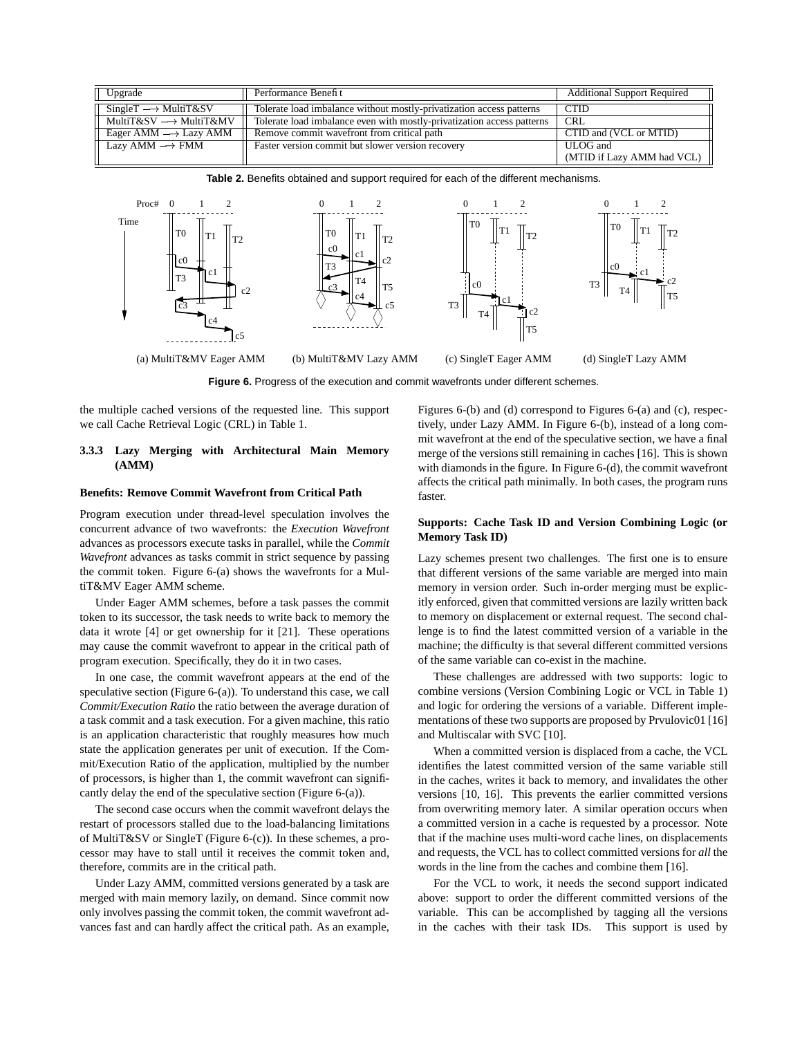| Upgrade | Performance Benefit | Additional Support Required |
|---|---|---|
| SingleT ⟶ MultiT&SV | Tolerate load imbalance without mostly-privatization access patterns | CTID |
| MultiT&SV ⟶ MultiT&MV | Tolerate load imbalance even with mostly-privatization access patterns | CRL |
| Eager AMM ⟶ Lazy AMM | Remove commit wavefront from critical path | CTID and (VCL or MTID) |
| Lazy AMM ⟶ FMM | Faster version commit but slower version recovery | ULOG and (MTID if Lazy AMM had VCL) |

**Table 2.** Benefits obtained and support required for each of the different mechanisms.

(a) MultiT&MV Eager AMM (b) MultiT&MV Lazy AMM (c) SingleT Eager AMM (d) SingleT Lazy AMM

**Figure 6.** Progress of the execution and commit wavefronts under different schemes.

the multiple cached versions of the requested line. This support we call Cache Retrieval Logic (CRL) in Table 1.

#### 3.3.3 Lazy Merging with Architectural Main Memory (AMM)

**Benefits: Remove Commit Wavefront from Critical Path**

Program execution under thread-level speculation involves the concurrent advance of two wavefronts: the *Execution Wavefront* advances as processors execute tasks in parallel, while the *Commit Wavefront* advances as tasks commit in strict sequence by passing the commit token. Figure 6-(a) shows the wavefronts for a MultiT&MV Eager AMM scheme.

Under Eager AMM schemes, before a task passes the commit token to its successor, the task needs to write back to memory the data it wrote [4] or get ownership for it [21]. These operations may cause the commit wavefront to appear in the critical path of program execution. Specifically, they do it in two cases.

In one case, the commit wavefront appears at the end of the speculative section (Figure 6-(a)). To understand this case, we call *Commit/Execution Ratio* the ratio between the average duration of a task commit and a task execution. For a given machine, this ratio is an application characteristic that roughly measures how much state the application generates per unit of execution. If the Commit/Execution Ratio of the application, multiplied by the number of processors, is higher than 1, the commit wavefront can significantly delay the end of the speculative section (Figure 6-(a)).

The second case occurs when the commit wavefront delays the restart of processors stalled due to the load-balancing limitations of MultiT&SV or SingleT (Figure 6-(c)). In these schemes, a processor may have to stall until it receives the commit token and, therefore, commits are in the critical path.

Under Lazy AMM, committed versions generated by a task are merged with main memory lazily, on demand. Since commit now only involves passing the commit token, the commit wavefront advances fast and can hardly affect the critical path. As an example, Figures 6-(b) and (d) correspond to Figures 6-(a) and (c), respectively, under Lazy AMM. In Figure 6-(b), instead of a long commit wavefront at the end of the speculative section, we have a final merge of the versions still remaining in caches [16]. This is shown with diamonds in the figure. In Figure 6-(d), the commit wavefront affects the critical path minimally. In both cases, the program runs faster.

**Supports: Cache Task ID and Version Combining Logic (or Memory Task ID)**

Lazy schemes present two challenges. The first one is to ensure that different versions of the same variable are merged into main memory in version order. Such in-order merging must be explicitly enforced, given that committed versions are lazily written back to memory on displacement or external request. The second challenge is to find the latest committed version of a variable in the machine; the difficulty is that several different committed versions of the same variable can co-exist in the machine.

These challenges are addressed with two supports: logic to combine versions (Version Combining Logic or VCL in Table 1) and logic for ordering the versions of a variable. Different implementations of these two supports are proposed by Prvulovic01 [16] and Multiscalar with SVC [10].

When a committed version is displaced from a cache, the VCL identifies the latest committed version of the same variable still in the caches, writes it back to memory, and invalidates the other versions [10, 16]. This prevents the earlier committed versions from overwriting memory later. A similar operation occurs when a committed version in a cache is requested by a processor. Note that if the machine uses multi-word cache lines, on displacements and requests, the VCL has to collect committed versions for *all* the words in the line from the caches and combine them [16].

For the VCL to work, it needs the second support indicated above: support to order the different committed versions of the variable. This can be accomplished by tagging all the versions in the caches with their task IDs. This support is used by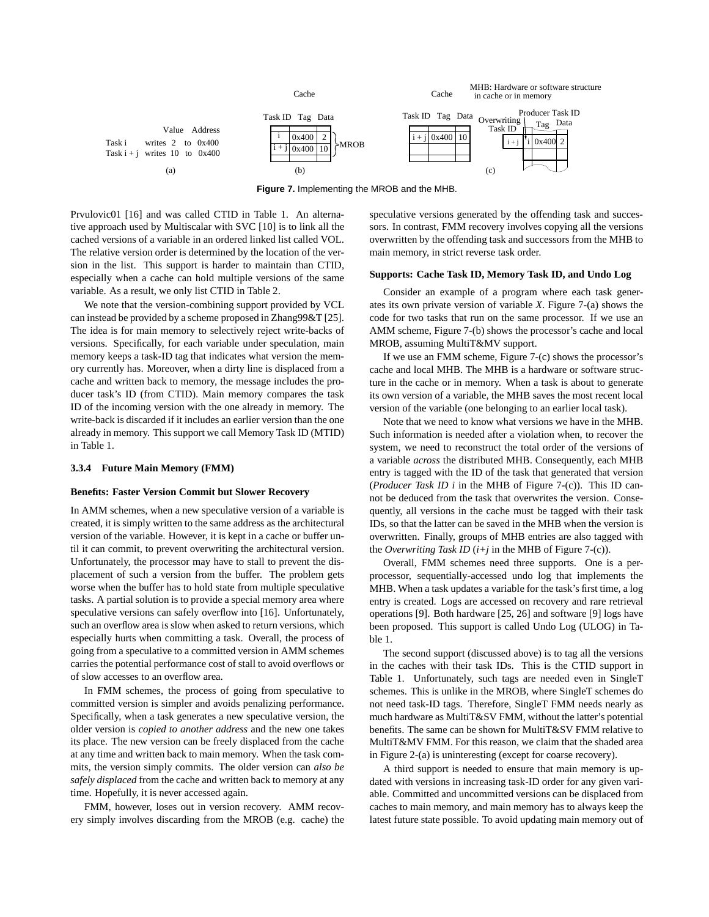Cache

Task ID Tag Data

Cache

Task ID Tag Data

MHB: Hardware or software structure in cache or in memory

Producer Task ID

Overwriting Task ID

Tag Data

Value Address

Task i writes 2 to 0x400

Task i + j writes 10 to 0x400

i 0x400 2

i + j 0x400 10

MROB

i + j 0x400 10

i + j i 0x400 2

(a) (b) (c)

**Figure 7.** Implementing the MROB and the MHB.

Prvulovic01 [16] and was called CTID in Table 1. An alternative approach used by Multiscalar with SVC [10] is to link all the cached versions of a variable in an ordered linked list called VOL. The relative version order is determined by the location of the version in the list. This support is harder to maintain than CTID, especially when a cache can hold multiple versions of the same variable. As a result, we only list CTID in Table 2.

We note that the version-combining support provided by VCL can instead be provided by a scheme proposed in Zhang99&T [25]. The idea is for main memory to selectively reject write-backs of versions. Specifically, for each variable under speculation, main memory keeps a task-ID tag that indicates what version the memory currently has. Moreover, when a dirty line is displaced from a cache and written back to memory, the message includes the producer task's ID (from CTID). Main memory compares the task ID of the incoming version with the one already in memory. The write-back is discarded if it includes an earlier version than the one already in memory. This support we call Memory Task ID (MTID) in Table 1.

#### 3.3.4 Future Main Memory (FMM)

**Benefits: Faster Version Commit but Slower Recovery**

In AMM schemes, when a new speculative version of a variable is created, it is simply written to the same address as the architectural version of the variable. However, it is kept in a cache or buffer until it can commit, to prevent overwriting the architectural version. Unfortunately, the processor may have to stall to prevent the displacement of such a version from the buffer. The problem gets worse when the buffer has to hold state from multiple speculative tasks. A partial solution is to provide a special memory area where speculative versions can safely overflow into [16]. Unfortunately, such an overflow area is slow when asked to return versions, which especially hurts when committing a task. Overall, the process of going from a speculative to a committed version in AMM schemes carries the potential performance cost of stall to avoid overflows or of slow accesses to an overflow area.

In FMM schemes, the process of going from speculative to committed version is simpler and avoids penalizing performance. Specifically, when a task generates a new speculative version, the older version is *copied to another address* and the new one takes its place. The new version can be freely displaced from the cache at any time and written back to main memory. When the task commits, the version simply commits. The older version can *also be safely displaced* from the cache and written back to memory at any time. Hopefully, it is never accessed again.

FMM, however, loses out in version recovery. AMM recovery simply involves discarding from the MROB (e.g. cache) the speculative versions generated by the offending task and successors. In contrast, FMM recovery involves copying all the versions overwritten by the offending task and successors from the MHB to main memory, in strict reverse task order.

**Supports: Cache Task ID, Memory Task ID, and Undo Log**

Consider an example of a program where each task generates its own private version of variable *X*. Figure 7-(a) shows the code for two tasks that run on the same processor. If we use an AMM scheme, Figure 7-(b) shows the processor's cache and local MROB, assuming MultiT&MV support.

If we use an FMM scheme, Figure 7-(c) shows the processor's cache and local MHB. The MHB is a hardware or software structure in the cache or in memory. When a task is about to generate its own version of a variable, the MHB saves the most recent local version of the variable (one belonging to an earlier local task).

Note that we need to know what versions we have in the MHB. Such information is needed after a violation when, to recover the system, we need to reconstruct the total order of the versions of a variable *across* the distributed MHB. Consequently, each MHB entry is tagged with the ID of the task that generated that version (*Producer Task ID i* in the MHB of Figure 7-(c)). This ID cannot be deduced from the task that overwrites the version. Consequently, all versions in the cache must be tagged with their task IDs, so that the latter can be saved in the MHB when the version is overwritten. Finally, groups of MHB entries are also tagged with the *Overwriting Task ID* (*i+j* in the MHB of Figure 7-(c)).

Overall, FMM schemes need three supports. One is a per-processor, sequentially-accessed undo log that implements the MHB. When a task updates a variable for the task's first time, a log entry is created. Logs are accessed on recovery and rare retrieval operations [9]. Both hardware [25, 26] and software [9] logs have been proposed. This support is called Undo Log (ULOG) in Table 1.

The second support (discussed above) is to tag all the versions in the caches with their task IDs. This is the CTID support in Table 1. Unfortunately, such tags are needed even in SingleT schemes. This is unlike in the MROB, where SingleT schemes do not need task-ID tags. Therefore, SingleT FMM needs nearly as much hardware as MultiT&SV FMM, without the latter's potential benefits. The same can be shown for MultiT&SV FMM relative to MultiT&MV FMM. For this reason, we claim that the shaded area in Figure 2-(a) is uninteresting (except for coarse recovery).

A third support is needed to ensure that main memory is updated with versions in increasing task-ID order for any given variable. Committed and uncommitted versions can be displaced from caches to main memory, and main memory has to always keep the latest future state possible. To avoid updating main memory out of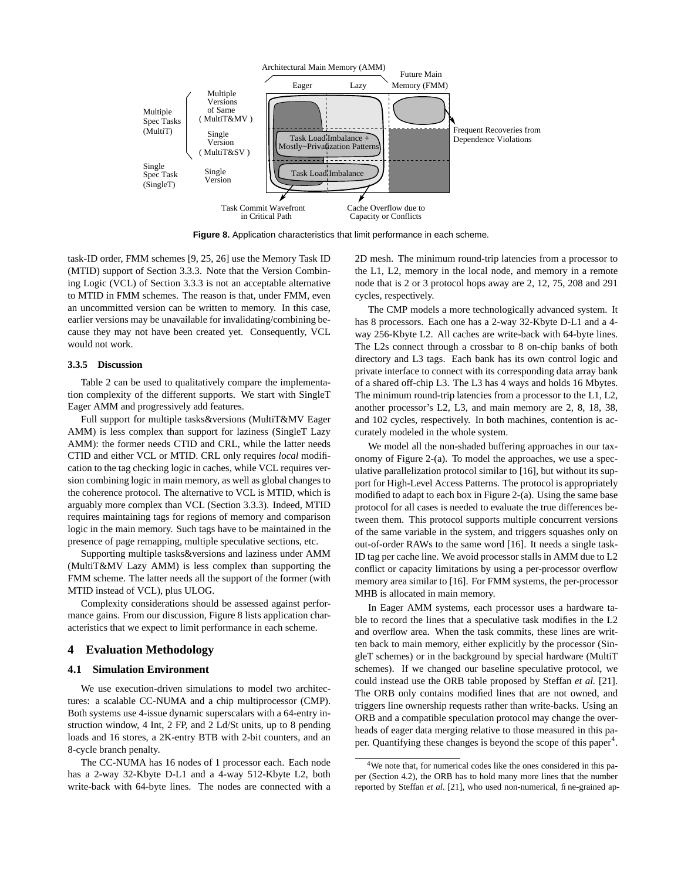Figure 8. Application characteristics that limit performance in each scheme.

task-ID order, FMM schemes [9, 25, 26] use the Memory Task ID (MTID) support of Section 3.3.3. Note that the Version Combining Logic (VCL) of Section 3.3.3 is not an acceptable alternative to MTID in FMM schemes. The reason is that, under FMM, even an uncommitted version can be written to memory. In this case, earlier versions may be unavailable for invalidating/combining because they may not have been created yet. Consequently, VCL would not work.

#### 3.3.5 Discussion

Table 2 can be used to qualitatively compare the implementation complexity of the different supports. We start with SingleT Eager AMM and progressively add features.

Full support for multiple tasks&versions (MultiT&MV Eager AMM) is less complex than support for laziness (SingleT Lazy AMM): the former needs CTID and CRL, while the latter needs CTID and either VCL or MTID. CRL only requires *local* modification to the tag checking logic in caches, while VCL requires version combining logic in main memory, as well as global changes to the coherence protocol. The alternative to VCL is MTID, which is arguably more complex than VCL (Section 3.3.3). Indeed, MTID requires maintaining tags for regions of memory and comparison logic in the main memory. Such tags have to be maintained in the presence of page remapping, multiple speculative sections, etc.

Supporting multiple tasks&versions and laziness under AMM (MultiT&MV Lazy AMM) is less complex than supporting the FMM scheme. The latter needs all the support of the former (with MTID instead of VCL), plus ULOG.

Complexity considerations should be assessed against performance gains. From our discussion, Figure 8 lists application characteristics that we expect to limit performance in each scheme.

## 4 Evaluation Methodology

### 4.1 Simulation Environment

We use execution-driven simulations to model two architectures: a scalable CC-NUMA and a chip multiprocessor (CMP). Both systems use 4-issue dynamic superscalars with a 64-entry instruction window, 4 Int, 2 FP, and 2 Ld/St units, up to 8 pending loads and 16 stores, a 2K-entry BTB with 2-bit counters, and an 8-cycle branch penalty.

The CC-NUMA has 16 nodes of 1 processor each. Each node has a 2-way 32-Kbyte D-L1 and a 4-way 512-Kbyte L2, both write-back with 64-byte lines. The nodes are connected with a 2D mesh. The minimum round-trip latencies from a processor to the L1, L2, memory in the local node, and memory in a remote node that is 2 or 3 protocol hops away are 2, 12, 75, 208 and 291 cycles, respectively.

The CMP models a more technologically advanced system. It has 8 processors. Each one has a 2-way 32-Kbyte D-L1 and a 4-way 256-Kbyte L2. All caches are write-back with 64-byte lines. The L2s connect through a crossbar to 8 on-chip banks of both directory and L3 tags. Each bank has its own control logic and private interface to connect with its corresponding data array bank of a shared off-chip L3. The L3 has 4 ways and holds 16 Mbytes. The minimum round-trip latencies from a processor to the L1, L2, another processor's L2, L3, and main memory are 2, 8, 18, 38, and 102 cycles, respectively. In both machines, contention is accurately modeled in the whole system.

We model all the non-shaded buffering approaches in our taxonomy of Figure 2-(a). To model the approaches, we use a speculative parallelization protocol similar to [16], but without its support for High-Level Access Patterns. The protocol is appropriately modified to adapt to each box in Figure 2-(a). Using the same base protocol for all cases is needed to evaluate the true differences between them. This protocol supports multiple concurrent versions of the same variable in the system, and triggers squashes only on out-of-order RAWs to the same word [16]. It needs a single task-ID tag per cache line. We avoid processor stalls in AMM due to L2 conflict or capacity limitations by using a per-processor overflow memory area similar to [16]. For FMM systems, the per-processor MHB is allocated in main memory.

In Eager AMM systems, each processor uses a hardware table to record the lines that a speculative task modifies in the L2 and overflow area. When the task commits, these lines are written back to main memory, either explicitly by the processor (SingleT schemes) or in the background by special hardware (MultiT schemes). If we changed our baseline speculative protocol, we could instead use the ORB table proposed by Steffan *et al.* [21]. The ORB only contains modified lines that are not owned, and triggers line ownership requests rather than write-backs. Using an ORB and a compatible speculation protocol may change the overheads of eager data merging relative to those measured in this paper. Quantifying these changes is beyond the scope of this paper[4].

[4] We note that, for numerical codes like the ones considered in this paper (Section 4.2), the ORB has to hold many more lines that the number reported by Steffan *et al.* [21], who used non-numerical, fine-grained ap-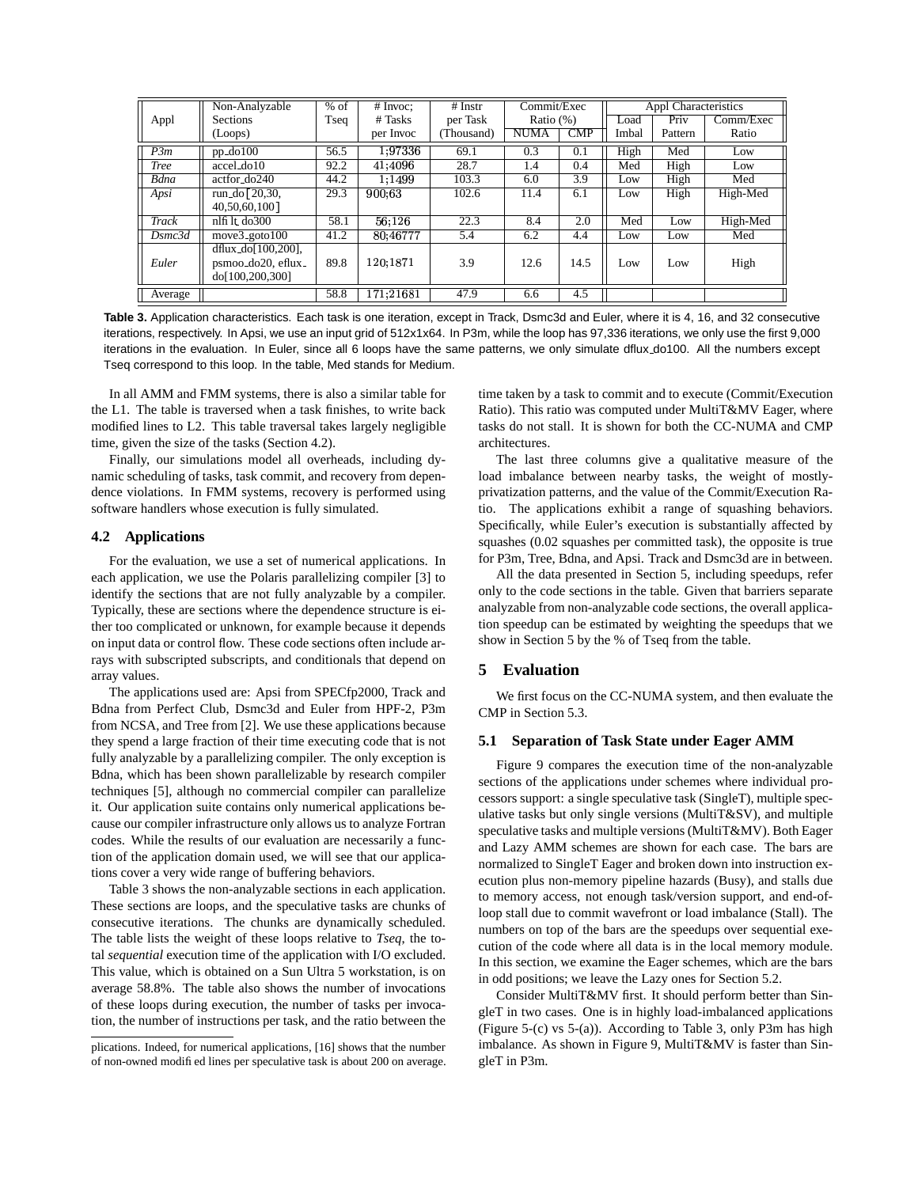| Appl | Non-Analyzable Sections (Loops) | % of Tseq | # Invoc; # Tasks per Invoc | # Instr per Task (Thousand) | Commit/Exec Ratio (%) | | Appl Characteristics | | |
|---|---|---|---|---|---|---|---|---|---|
| | | | | | NUMA | CMP | Load Imbal | Priv Pattern | Comm/Exec Ratio |
| *P3m* | pp_do100 | 56.5 | 1;97336 | 69.1 | 0.3 | 0.1 | High | Med | Low |
| *Tree* | accel_do10 | 92.2 | 41;4096 | 28.7 | 1.4 | 0.4 | Med | High | Low |
| *Bdna* | actfor_do240 | 44.2 | 1;1499 | 103.3 | 6.0 | 3.9 | Low | High | Med |
| *Apsi* | run_do[20,30, 40,50,60,100] | 29.3 | 900;63 | 102.6 | 11.4 | 6.1 | Low | High | High-Med |
| *Track* | nlfilt_do300 | 58.1 | 56;126 | 22.3 | 8.4 | 2.0 | Med | Low | High-Med |
| *Dsmc3d* | move3_goto100 | 41.2 | 80;46777 | 5.4 | 6.2 | 4.4 | Low | Low | Med |
| *Euler* | dflux_do[100,200], psmoo_do20, eflux_do[100,200,300] | 89.8 | 120;1871 | 3.9 | 12.6 | 14.5 | Low | Low | High |
| Average | | 58.8 | 171;21681 | 47.9 | 6.6 | 4.5 | | | |

**Table 3.** Application characteristics. Each task is one iteration, except in Track, Dsmc3d and Euler, where it is 4, 16, and 32 consecutive iterations, respectively. In Apsi, we use an input grid of 512x1x64. In P3m, while the loop has 97,336 iterations, we only use the first 9,000 iterations in the evaluation. In Euler, since all 6 loops have the same patterns, we only simulate dflux_do100. All the numbers except Tseq correspond to this loop. In the table, Med stands for Medium.

In all AMM and FMM systems, there is also a similar table for the L1. The table is traversed when a task finishes, to write back modified lines to L2. This table traversal takes largely negligible time, given the size of the tasks (Section 4.2).

Finally, our simulations model all overheads, including dynamic scheduling of tasks, task commit, and recovery from dependence violations. In FMM systems, recovery is performed using software handlers whose execution is fully simulated.

### 4.2 Applications

For the evaluation, we use a set of numerical applications. In each application, we use the Polaris parallelizing compiler [3] to identify the sections that are not fully analyzable by a compiler. Typically, these are sections where the dependence structure is either too complicated or unknown, for example because it depends on input data or control flow. These code sections often include arrays with subscripted subscripts, and conditionals that depend on array values.

The applications used are: Apsi from SPECfp2000, Track and Bdna from Perfect Club, Dsmc3d and Euler from HPF-2, P3m from NCSA, and Tree from [2]. We use these applications because they spend a large fraction of their time executing code that is not fully analyzable by a parallelizing compiler. The only exception is Bdna, which has been shown parallelizable by research compiler techniques [5], although no commercial compiler can parallelize it. Our application suite contains only numerical applications because our compiler infrastructure only allows us to analyze Fortran codes. While the results of our evaluation are necessarily a function of the application domain used, we will see that our applications cover a very wide range of buffering behaviors.

Table 3 shows the non-analyzable sections in each application. These sections are loops, and the speculative tasks are chunks of consecutive iterations. The chunks are dynamically scheduled. The table lists the weight of these loops relative to *Tseq*, the total *sequential* execution time of the application with I/O excluded. This value, which is obtained on a Sun Ultra 5 workstation, is on average 58.8%. The table also shows the number of invocations of these loops during execution, the number of tasks per invocation, the number of instructions per task, and the ratio between the time taken by a task to commit and to execute (Commit/Execution Ratio). This ratio was computed under MultiT&MV Eager, where tasks do not stall. It is shown for both the CC-NUMA and CMP architectures.

The last three columns give a qualitative measure of the load imbalance between nearby tasks, the weight of mostly-privatization patterns, and the value of the Commit/Execution Ratio. The applications exhibit a range of squashing behaviors. Specifically, while Euler's execution is substantially affected by squashes (0.02 squashes per committed task), the opposite is true for P3m, Tree, Bdna, and Apsi. Track and Dsmc3d are in between.

All the data presented in Section 5, including speedups, refer only to the code sections in the table. Given that barriers separate analyzable from non-analyzable code sections, the overall application speedup can be estimated by weighting the speedups that we show in Section 5 by the % of Tseq from the table.

plications. Indeed, for numerical applications, [16] shows that the number of non-owned modified lines per speculative task is about 200 on average.

## 5 Evaluation

We first focus on the CC-NUMA system, and then evaluate the CMP in Section 5.3.

### 5.1 Separation of Task State under Eager AMM

Figure 9 compares the execution time of the non-analyzable sections of the applications under schemes where individual processors support: a single speculative task (SingleT), multiple speculative tasks but only single versions (MultiT&SV), and multiple speculative tasks and multiple versions (MultiT&MV). Both Eager and Lazy AMM schemes are shown for each case. The bars are normalized to SingleT Eager and broken down into instruction execution plus non-memory pipeline hazards (Busy), and stalls due to memory access, not enough task/version support, and end-of-loop stall due to commit wavefront or load imbalance (Stall). The numbers on top of the bars are the speedups over sequential execution of the code where all data is in the local memory module. In this section, we examine the Eager schemes, which are the bars in odd positions; we leave the Lazy ones for Section 5.2.

Consider MultiT&MV first. It should perform better than SingleT in two cases. One is in highly load-imbalanced applications (Figure 5-(c) vs 5-(a)). According to Table 3, only P3m has high imbalance. As shown in Figure 9, MultiT&MV is faster than SingleT in P3m.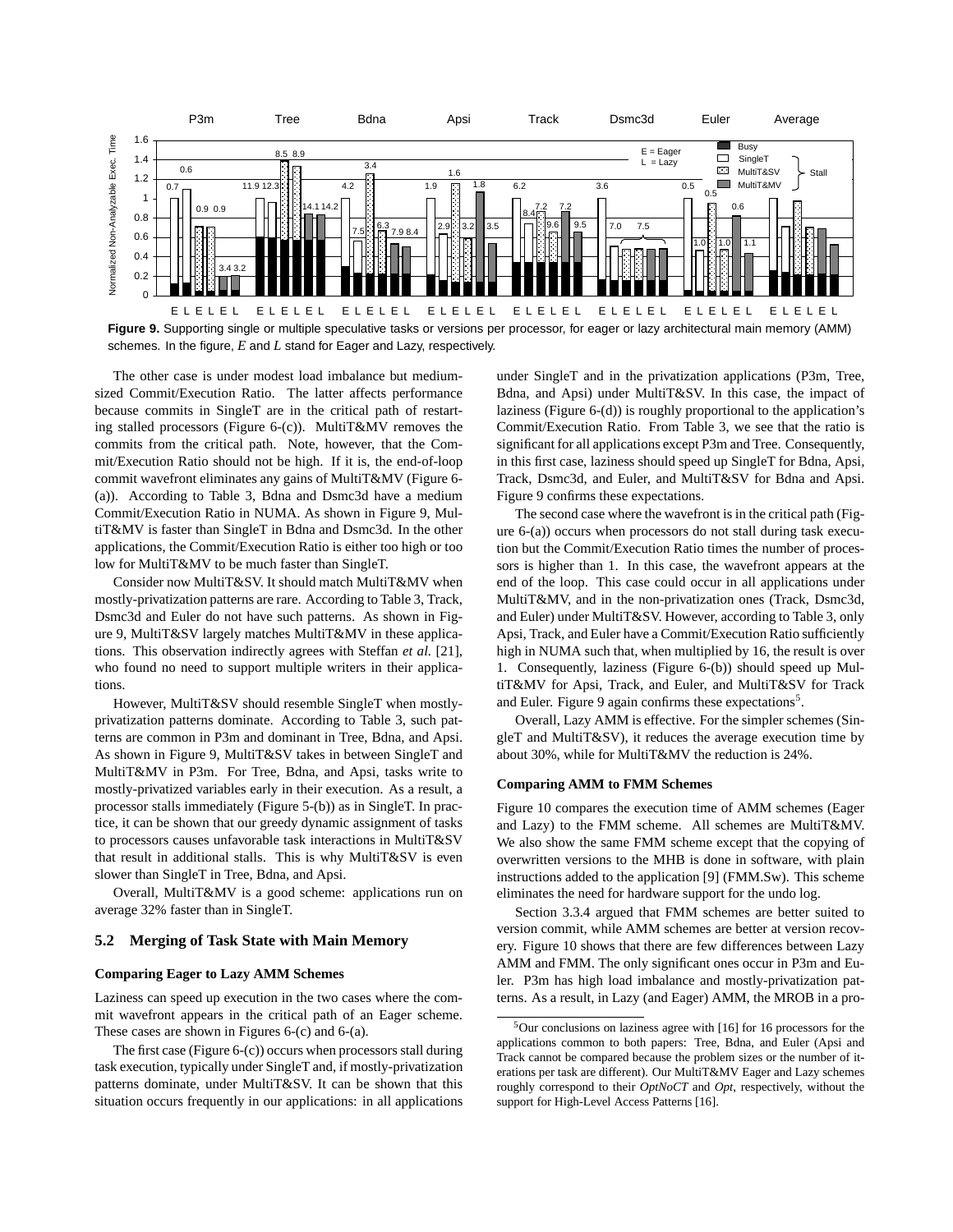**Figure 9.** Supporting single or multiple speculative tasks or versions per processor, for eager or lazy architectural main memory (AMM) schemes. In the figure, *E* and *L* stand for Eager and Lazy, respectively.

The other case is under modest load imbalance but medium-sized Commit/Execution Ratio. The latter affects performance because commits in SingleT are in the critical path of restarting stalled processors (Figure 6-(c)). MultiT&MV removes the commits from the critical path. Note, however, that the Commit/Execution Ratio should not be high. If it is, the end-of-loop commit wavefront eliminates any gains of MultiT&MV (Figure 6-(a)). According to Table 3, Bdna and Dsmc3d have a medium Commit/Execution Ratio in NUMA. As shown in Figure 9, MultiT&MV is faster than SingleT in Bdna and Dsmc3d. In the other applications, the Commit/Execution Ratio is either too high or too low for MultiT&MV to be much faster than SingleT.

Consider now MultiT&SV. It should match MultiT&MV when mostly-privatization patterns are rare. According to Table 3, Track, Dsmc3d and Euler do not have such patterns. As shown in Figure 9, MultiT&SV largely matches MultiT&MV in these applications. This observation indirectly agrees with Steffan *et al.* [21], who found no need to support multiple writers in their applications.

However, MultiT&SV should resemble SingleT when mostly-privatization patterns dominate. According to Table 3, such patterns are common in P3m and dominant in Tree, Bdna, and Apsi. As shown in Figure 9, MultiT&SV takes in between SingleT and MultiT&MV in P3m. For Tree, Bdna, and Apsi, tasks write to mostly-privatized variables early in their execution. As a result, a processor stalls immediately (Figure 5-(b)) as in SingleT. In practice, it can be shown that our greedy dynamic assignment of tasks to processors causes unfavorable task interactions in MultiT&SV that result in additional stalls. This is why MultiT&SV is even slower than SingleT in Tree, Bdna, and Apsi.

Overall, MultiT&MV is a good scheme: applications run on average 32% faster than in SingleT.

## 5.2 Merging of Task State with Main Memory

### Comparing Eager to Lazy AMM Schemes

Laziness can speed up execution in the two cases where the commit wavefront appears in the critical path of an Eager scheme. These cases are shown in Figures 6-(c) and 6-(a).

The first case (Figure 6-(c)) occurs when processors stall during task execution, typically under SingleT and, if mostly-privatization patterns dominate, under MultiT&SV. It can be shown that this situation occurs frequently in our applications: in all applications under SingleT and in the privatization applications (P3m, Tree, Bdna, and Apsi) under MultiT&SV. In this case, the impact of laziness (Figure 6-(d)) is roughly proportional to the application's Commit/Execution Ratio. From Table 3, we see that the ratio is significant for all applications except P3m and Tree. Consequently, in this first case, laziness should speed up SingleT for Bdna, Apsi, Track, Dsmc3d, and Euler, and MultiT&SV for Bdna and Apsi. Figure 9 confirms these expectations.

The second case where the wavefront is in the critical path (Figure 6-(a)) occurs when processors do not stall during task execution but the Commit/Execution Ratio times the number of processors is higher than 1. In this case, the wavefront appears at the end of the loop. This case could occur in all applications under MultiT&MV, and in the non-privatization ones (Track, Dsmc3d, and Euler) under MultiT&SV. However, according to Table 3, only Apsi, Track, and Euler have a Commit/Execution Ratio sufficiently high in NUMA such that, when multiplied by 16, the result is over 1. Consequently, laziness (Figure 6-(b)) should speed up MultiT&MV for Apsi, Track, and Euler, and MultiT&SV for Track and Euler. Figure 9 again confirms these expectations[5].

Overall, Lazy AMM is effective. For the simpler schemes (SingleT and MultiT&SV), it reduces the average execution time by about 30%, while for MultiT&MV the reduction is 24%.

### Comparing AMM to FMM Schemes

Figure 10 compares the execution time of AMM schemes (Eager and Lazy) to the FMM scheme. All schemes are MultiT&MV. We also show the same FMM scheme except that the copying of overwritten versions to the MHB is done in software, with plain instructions added to the application [9] (FMM.Sw). This scheme eliminates the need for hardware support for the undo log.

Section 3.3.4 argued that FMM schemes are better suited to version commit, while AMM schemes are better at version recovery. Figure 10 shows that there are few differences between Lazy AMM and FMM. The only significant ones occur in P3m and Euler. P3m has high load imbalance and mostly-privatization patterns. As a result, in Lazy (and Eager) AMM, the MROB in a pro-

[5] Our conclusions on laziness agree with [16] for 16 processors for the applications common to both papers: Tree, Bdna, and Euler (Apsi and Track cannot be compared because the problem sizes or the number of iterations per task are different). Our MultiT&MV Eager and Lazy schemes roughly correspond to their *OptNoCT* and *Opt*, respectively, without the support for High-Level Access Patterns [16].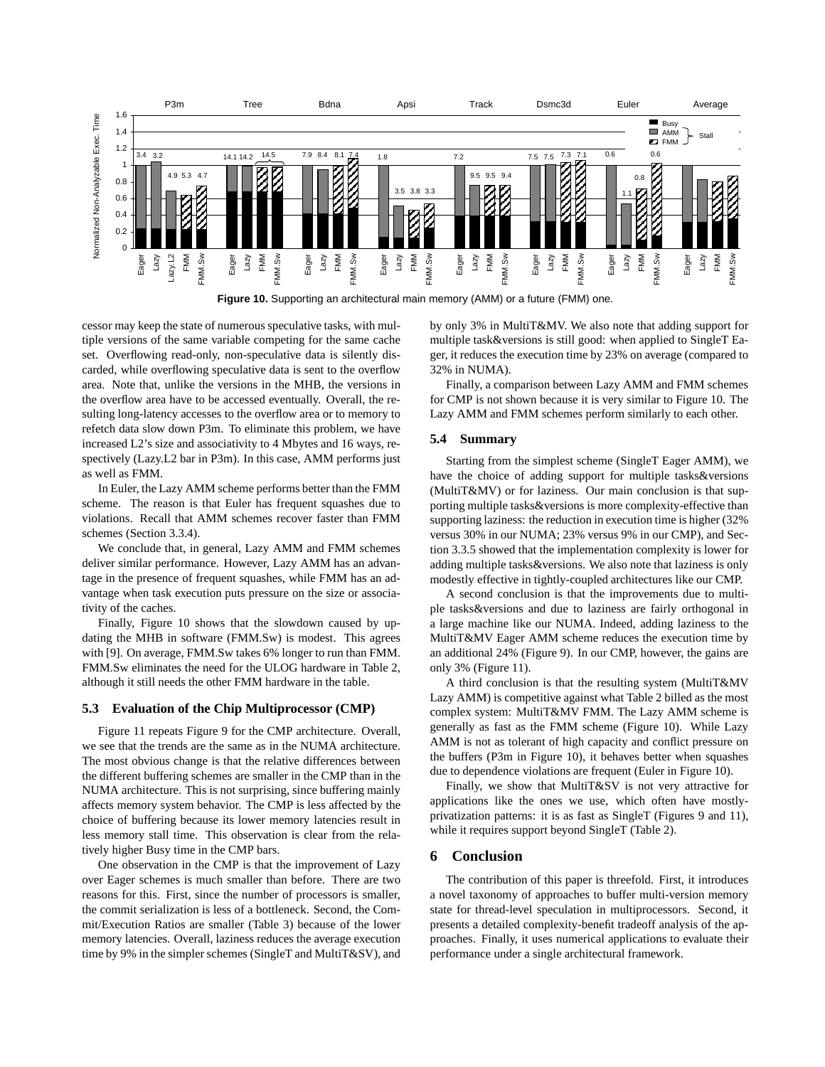**Figure 10.** Supporting an architectural main memory (AMM) or a future (FMM) one.

cessor may keep the state of numerous speculative tasks, with multiple versions of the same variable competing for the same cache set. Overflowing read-only, non-speculative data is silently discarded, while overflowing speculative data is sent to the overflow area. Note that, unlike the versions in the MHB, the versions in the overflow area have to be accessed eventually. Overall, the resulting long-latency accesses to the overflow area or to memory to refetch data slow down P3m. To eliminate this problem, we have increased L2's size and associativity to 4 Mbytes and 16 ways, respectively (Lazy.L2 bar in P3m). In this case, AMM performs just as well as FMM.

In Euler, the Lazy AMM scheme performs better than the FMM scheme. The reason is that Euler has frequent squashes due to violations. Recall that AMM schemes recover faster than FMM schemes (Section 3.3.4).

We conclude that, in general, Lazy AMM and FMM schemes deliver similar performance. However, Lazy AMM has an advantage in the presence of frequent squashes, while FMM has an advantage when task execution puts pressure on the size or associativity of the caches.

Finally, Figure 10 shows that the slowdown caused by updating the MHB in software (FMM.Sw) is modest. This agrees with [9]. On average, FMM.Sw takes 6% longer to run than FMM. FMM.Sw eliminates the need for the ULOG hardware in Table 2, although it still needs the other FMM hardware in the table.

### 5.3 Evaluation of the Chip Multiprocessor (CMP)

Figure 11 repeats Figure 9 for the CMP architecture. Overall, we see that the trends are the same as in the NUMA architecture. The most obvious change is that the relative differences between the different buffering schemes are smaller in the CMP than in the NUMA architecture. This is not surprising, since buffering mainly affects memory system behavior. The CMP is less affected by the choice of buffering because its lower memory latencies result in less memory stall time. This observation is clear from the relatively higher Busy time in the CMP bars.

One observation in the CMP is that the improvement of Lazy over Eager schemes is much smaller than before. There are two reasons for this. First, since the number of processors is smaller, the commit serialization is less of a bottleneck. Second, the Commit/Execution Ratios are smaller (Table 3) because of the lower memory latencies. Overall, laziness reduces the average execution time by 9% in the simpler schemes (SingleT and MultiT&SV), and by only 3% in MultiT&MV. We also note that adding support for multiple task&versions is still good: when applied to SingleT Eager, it reduces the execution time by 23% on average (compared to 32% in NUMA).

Finally, a comparison between Lazy AMM and FMM schemes for CMP is not shown because it is very similar to Figure 10. The Lazy AMM and FMM schemes perform similarly to each other.

### 5.4 Summary

Starting from the simplest scheme (SingleT Eager AMM), we have the choice of adding support for multiple tasks&versions (MultiT&MV) or for laziness. Our main conclusion is that supporting multiple tasks&versions is more complexity-effective than supporting laziness: the reduction in execution time is higher (32% versus 30% in our NUMA; 23% versus 9% in our CMP), and Section 3.3.5 showed that the implementation complexity is lower for adding multiple tasks&versions. We also note that laziness is only modestly effective in tightly-coupled architectures like our CMP.

A second conclusion is that the improvements due to multiple tasks&versions and due to laziness are fairly orthogonal in a large machine like our NUMA. Indeed, adding laziness to the MultiT&MV Eager AMM scheme reduces the execution time by an additional 24% (Figure 9). In our CMP, however, the gains are only 3% (Figure 11).

A third conclusion is that the resulting system (MultiT&MV Lazy AMM) is competitive against what Table 2 billed as the most complex system: MultiT&MV FMM. The Lazy AMM scheme is generally as fast as the FMM scheme (Figure 10). While Lazy AMM is not as tolerant of high capacity and conflict pressure on the buffers (P3m in Figure 10), it behaves better when squashes due to dependence violations are frequent (Euler in Figure 10).

Finally, we show that MultiT&SV is not very attractive for applications like the ones we use, which often have mostly-privatization patterns: it is as fast as SingleT (Figures 9 and 11), while it requires support beyond SingleT (Table 2).

## 6 Conclusion

The contribution of this paper is threefold. First, it introduces a novel taxonomy of approaches to buffer multi-version memory state for thread-level speculation in multiprocessors. Second, it presents a detailed complexity-benefit tradeoff analysis of the approaches. Finally, it uses numerical applications to evaluate their performance under a single architectural framework.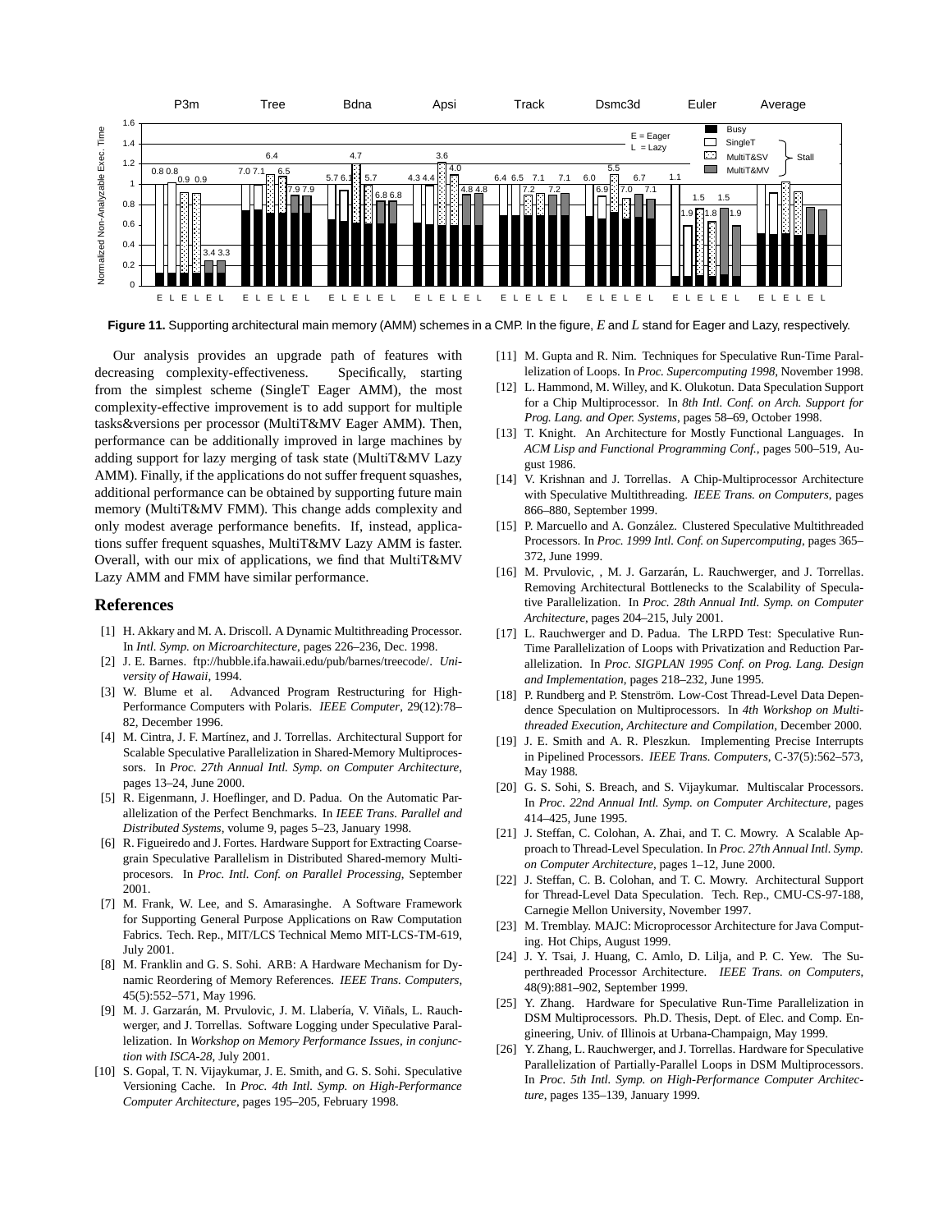P3m Tree Bdna Apsi Track Dsmc3d Euler Average

Normalized Non-Analyzable Exec. Time

1.6 1.4 1.2 1 0.8 0.6 0.4 0.2 0

E = Eager
L = Lazy

Busy
SingleT
MultiT&SV
MultiT&MV
Stall

0.8 0.8 0.9 0.9 3.4 3.3
7.0 7.1 6.4 6.5 7.9 7.9
5.7 6.1 4.7 5.7 6.8 6.8
4.3 4.4 3.6 4.0 4.8 4.8
6.4 6.5 7.1 7.2 7.2 7.1
6.0 6.9 5.5 7.0 6.7 7.1
1.1 1.9 1.5 1.8 1.5 1.9

E L E L E L (repeated for each application)

**Figure 11.** Supporting architectural main memory (AMM) schemes in a CMP. In the figure, *E* and *L* stand for Eager and Lazy, respectively.

Our analysis provides an upgrade path of features with decreasing complexity-effectiveness. Specifically, starting from the simplest scheme (SingleT Eager AMM), the most complexity-effective improvement is to add support for multiple tasks&versions per processor (MultiT&MV Eager AMM). Then, performance can be additionally improved in large machines by adding support for lazy merging of task state (MultiT&MV Lazy AMM). Finally, if the applications do not suffer frequent squashes, additional performance can be obtained by supporting future main memory (MultiT&MV FMM). This change adds complexity and only modest average performance benefits. If, instead, applications suffer frequent squashes, MultiT&MV Lazy AMM is faster. Overall, with our mix of applications, we find that MultiT&MV Lazy AMM and FMM have similar performance.

## References

[1] H. Akkary and M. A. Driscoll. A Dynamic Multithreading Processor. In *Intl. Symp. on Microarchitecture*, pages 226–236, Dec. 1998.

[2] J. E. Barnes. ftp://hubble.ifa.hawaii.edu/pub/barnes/treecode/. *University of Hawaii*, 1994.

[3] W. Blume et al. Advanced Program Restructuring for High-Performance Computers with Polaris. *IEEE Computer*, 29(12):78–82, December 1996.

[4] M. Cintra, J. F. Martínez, and J. Torrellas. Architectural Support for Scalable Speculative Parallelization in Shared-Memory Multiprocessors. In *Proc. 27th Annual Intl. Symp. on Computer Architecture*, pages 13–24, June 2000.

[5] R. Eigenmann, J. Hoeflinger, and D. Padua. On the Automatic Parallelization of the Perfect Benchmarks. In *IEEE Trans. Parallel and Distributed Systems*, volume 9, pages 5–23, January 1998.

[6] R. Figueiredo and J. Fortes. Hardware Support for Extracting Coarse-grain Speculative Parallelism in Distributed Shared-memory Multiprocesors. In *Proc. Intl. Conf. on Parallel Processing*, September 2001.

[7] M. Frank, W. Lee, and S. Amarasinghe. A Software Framework for Supporting General Purpose Applications on Raw Computation Fabrics. Tech. Rep., MIT/LCS Technical Memo MIT-LCS-TM-619, July 2001.

[8] M. Franklin and G. S. Sohi. ARB: A Hardware Mechanism for Dynamic Reordering of Memory References. *IEEE Trans. Computers*, 45(5):552–571, May 1996.

[9] M. J. Garzarán, M. Prvulovic, J. M. Llabería, V. Viñals, L. Rauchwerger, and J. Torrellas. Software Logging under Speculative Parallelization. In *Workshop on Memory Performance Issues, in conjunction with ISCA-28*, July 2001.

[10] S. Gopal, T. N. Vijaykumar, J. E. Smith, and G. S. Sohi. Speculative Versioning Cache. In *Proc. 4th Intl. Symp. on High-Performance Computer Architecture*, pages 195–205, February 1998.

[11] M. Gupta and R. Nim. Techniques for Speculative Run-Time Parallelization of Loops. In *Proc. Supercomputing 1998*, November 1998.

[12] L. Hammond, M. Willey, and K. Olukotun. Data Speculation Support for a Chip Multiprocessor. In *8th Intl. Conf. on Arch. Support for Prog. Lang. and Oper. Systems*, pages 58–69, October 1998.

[13] T. Knight. An Architecture for Mostly Functional Languages. In *ACM Lisp and Functional Programming Conf.*, pages 500–519, August 1986.

[14] V. Krishnan and J. Torrellas. A Chip-Multiprocessor Architecture with Speculative Multithreading. *IEEE Trans. on Computers*, pages 866–880, September 1999.

[15] P. Marcuello and A. González. Clustered Speculative Multithreaded Processors. In *Proc. 1999 Intl. Conf. on Supercomputing*, pages 365–372, June 1999.

[16] M. Prvulovic, , M. J. Garzarán, L. Rauchwerger, and J. Torrellas. Removing Architectural Bottlenecks to the Scalability of Speculative Parallelization. In *Proc. 28th Annual Intl. Symp. on Computer Architecture*, pages 204–215, July 2001.

[17] L. Rauchwerger and D. Padua. The LRPD Test: Speculative Run-Time Parallelization of Loops with Privatization and Reduction Parallelization. In *Proc. SIGPLAN 1995 Conf. on Prog. Lang. Design and Implementation*, pages 218–232, June 1995.

[18] P. Rundberg and P. Stenström. Low-Cost Thread-Level Data Dependence Speculation on Multiprocessors. In *4th Workshop on Multithreaded Execution, Architecture and Compilation*, December 2000.

[19] J. E. Smith and A. R. Pleszkun. Implementing Precise Interrupts in Pipelined Processors. *IEEE Trans. Computers*, C-37(5):562–573, May 1988.

[20] G. S. Sohi, S. Breach, and S. Vijaykumar. Multiscalar Processors. In *Proc. 22nd Annual Intl. Symp. on Computer Architecture*, pages 414–425, June 1995.

[21] J. Steffan, C. Colohan, A. Zhai, and T. C. Mowry. A Scalable Approach to Thread-Level Speculation. In *Proc. 27th Annual Intl. Symp. on Computer Architecture*, pages 1–12, June 2000.

[22] J. Steffan, C. B. Colohan, and T. C. Mowry. Architectural Support for Thread-Level Data Speculation. Tech. Rep., CMU-CS-97-188, Carnegie Mellon University, November 1997.

[23] M. Tremblay. MAJC: Microprocessor Architecture for Java Computing. Hot Chips, August 1999.

[24] J. Y. Tsai, J. Huang, C. Amlo, D. Lilja, and P. C. Yew. The Superthreaded Processor Architecture. *IEEE Trans. on Computers*, 48(9):881–902, September 1999.

[25] Y. Zhang. Hardware for Speculative Run-Time Parallelization in DSM Multiprocessors. Ph.D. Thesis, Dept. of Elec. and Comp. Engineering, Univ. of Illinois at Urbana-Champaign, May 1999.

[26] Y. Zhang, L. Rauchwerger, and J. Torrellas. Hardware for Speculative Parallelization of Partially-Parallel Loops in DSM Multiprocessors. In *Proc. 5th Intl. Symp. on High-Performance Computer Architecture*, pages 135–139, January 1999.